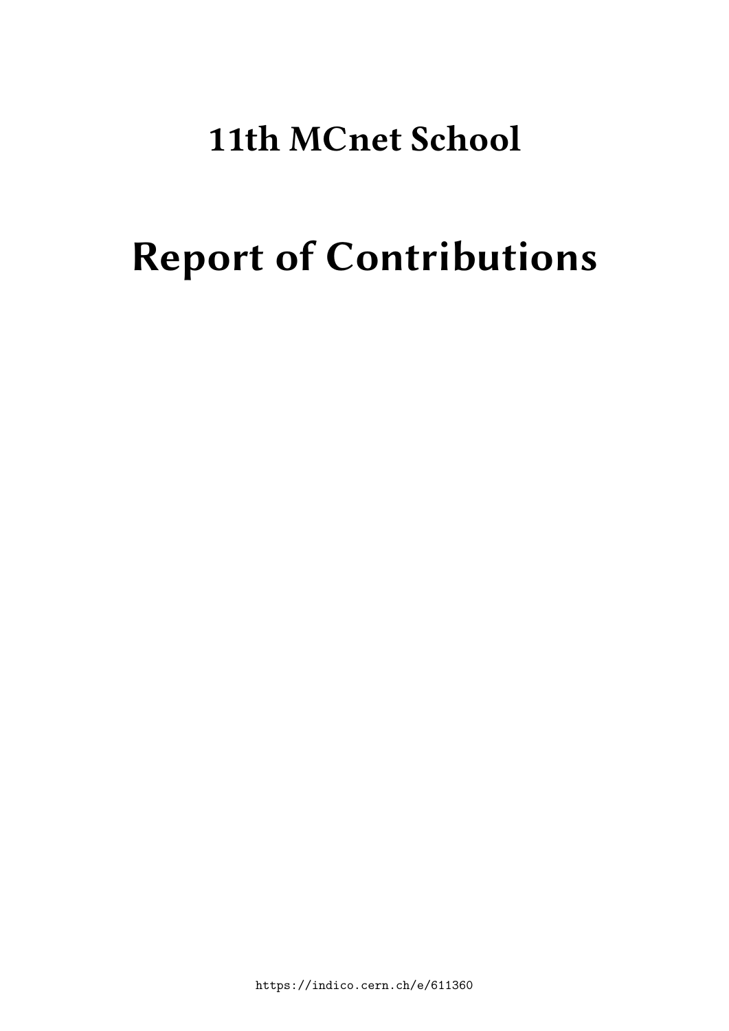# 11th MCnet School

# Report of Contributions

https://indico.cern.ch/e/611360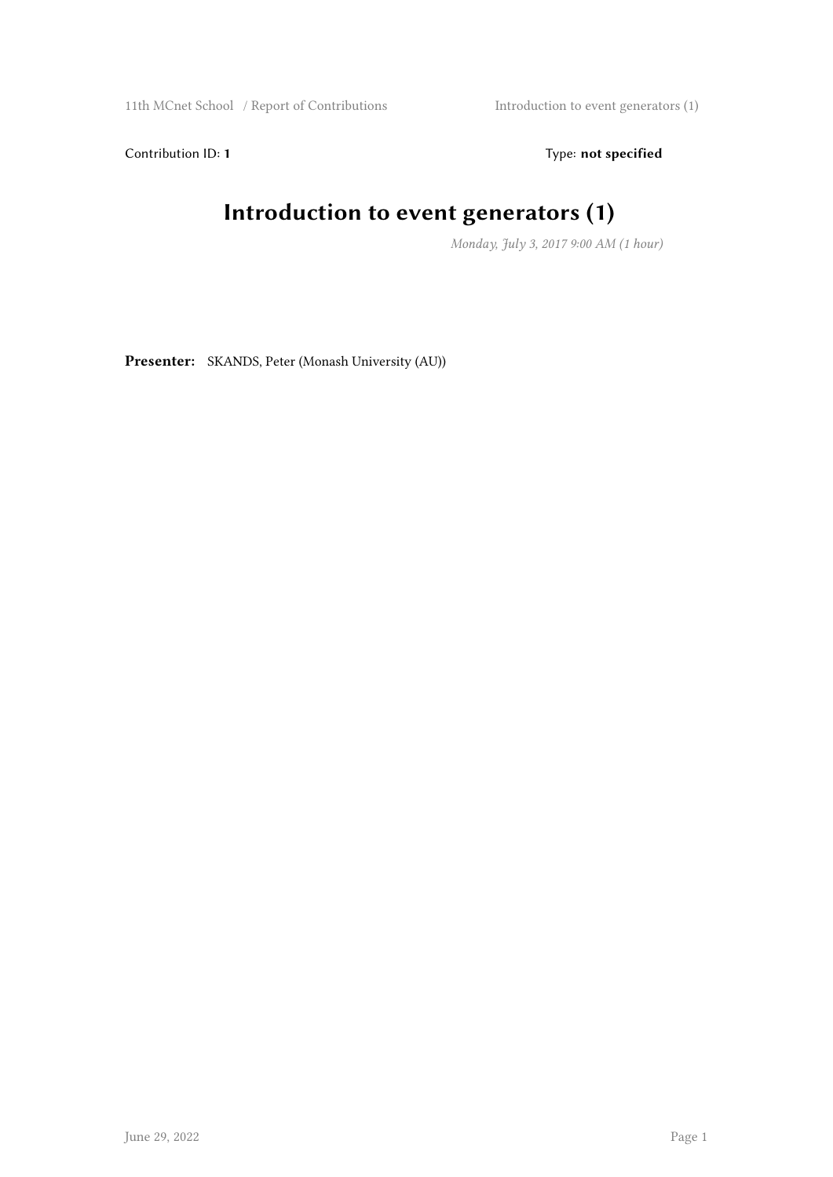Contribution ID: **1** Type: **not specified**

# Introduction to event generators (1)

*Monday, July 3, 2017 9:00 AM (1 hour)*

**Presenter:** SKANDS, Peter (Monash University (AU))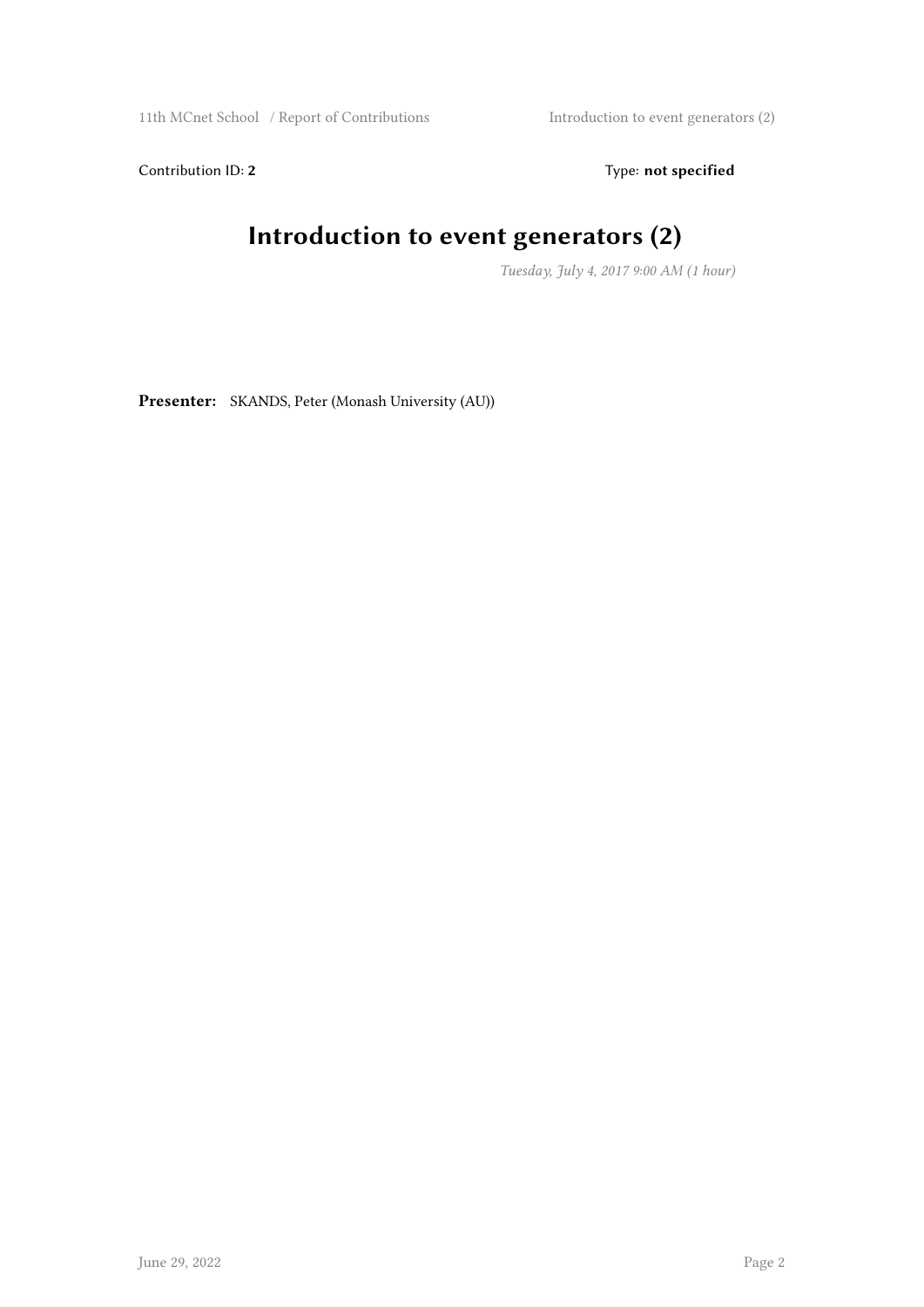Contribution ID: **2**

Type: **not specified**

# Introduction to event generators (2)

*Tuesday, July 4, 2017 9:00 AM (1 hour)*

**Presenter:** SKANDS, Peter (Monash University (AU))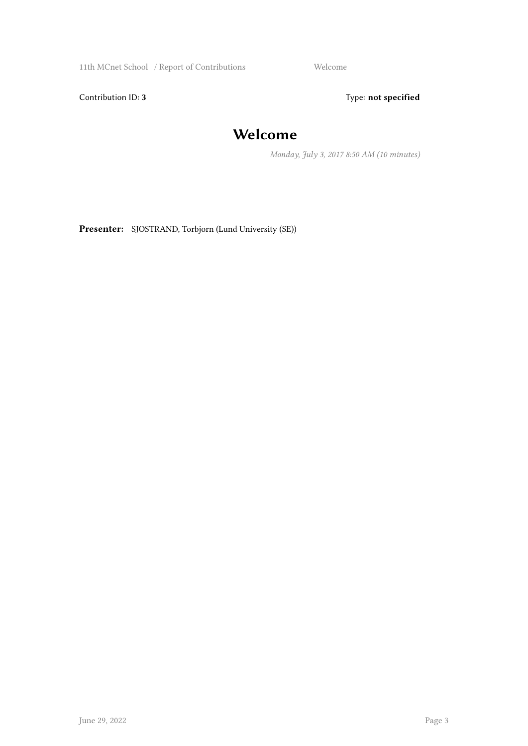Contribution ID: **3**

Type: **not specified**

# Welcome

*Monday, July 3, 2017 8:50 AM (10 minutes)*

**Presenter:** SJOSTRAND, Torbjorn (Lund University (SE))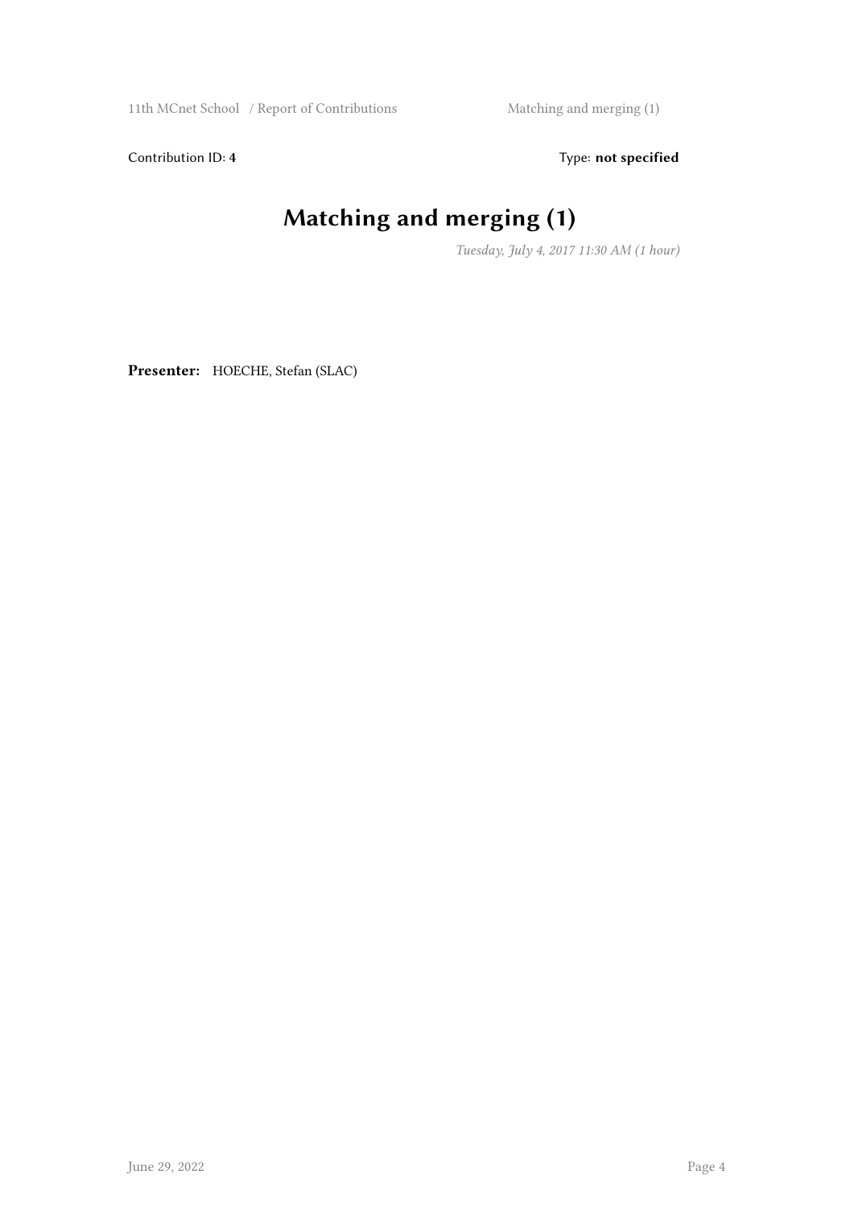Contribution ID: **4**

Type: **not specified**

# Matching and merging (1)

*Tuesday, July 4, 2017 11:30 AM (1 hour)*

**Presenter:** HOECHE, Stefan (SLAC)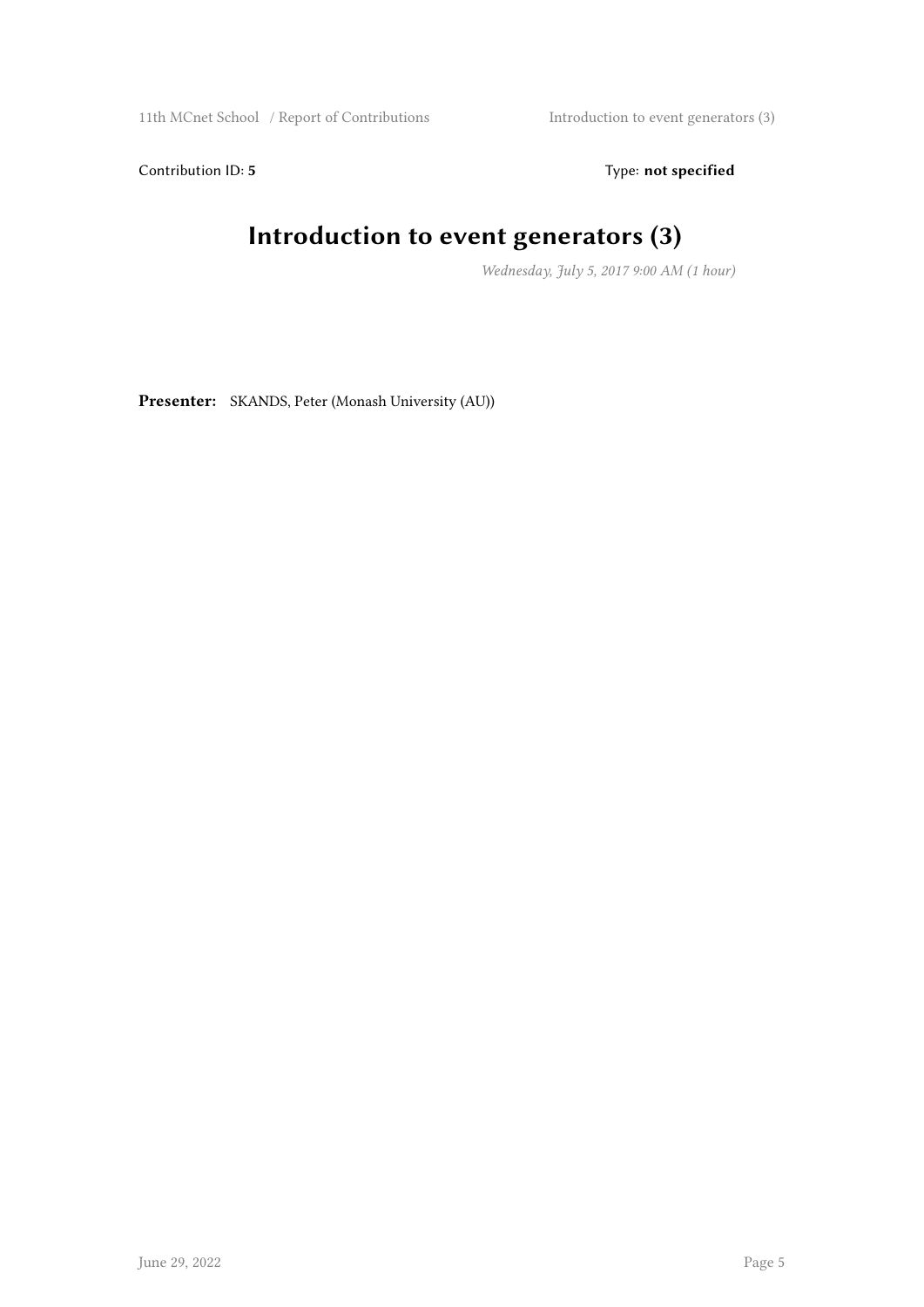Contribution ID: **5** Type: **not specified**

# Introduction to event generators (3)

*Wednesday, July 5, 2017 9:00 AM (1 hour)*

**Presenter:** SKANDS, Peter (Monash University (AU))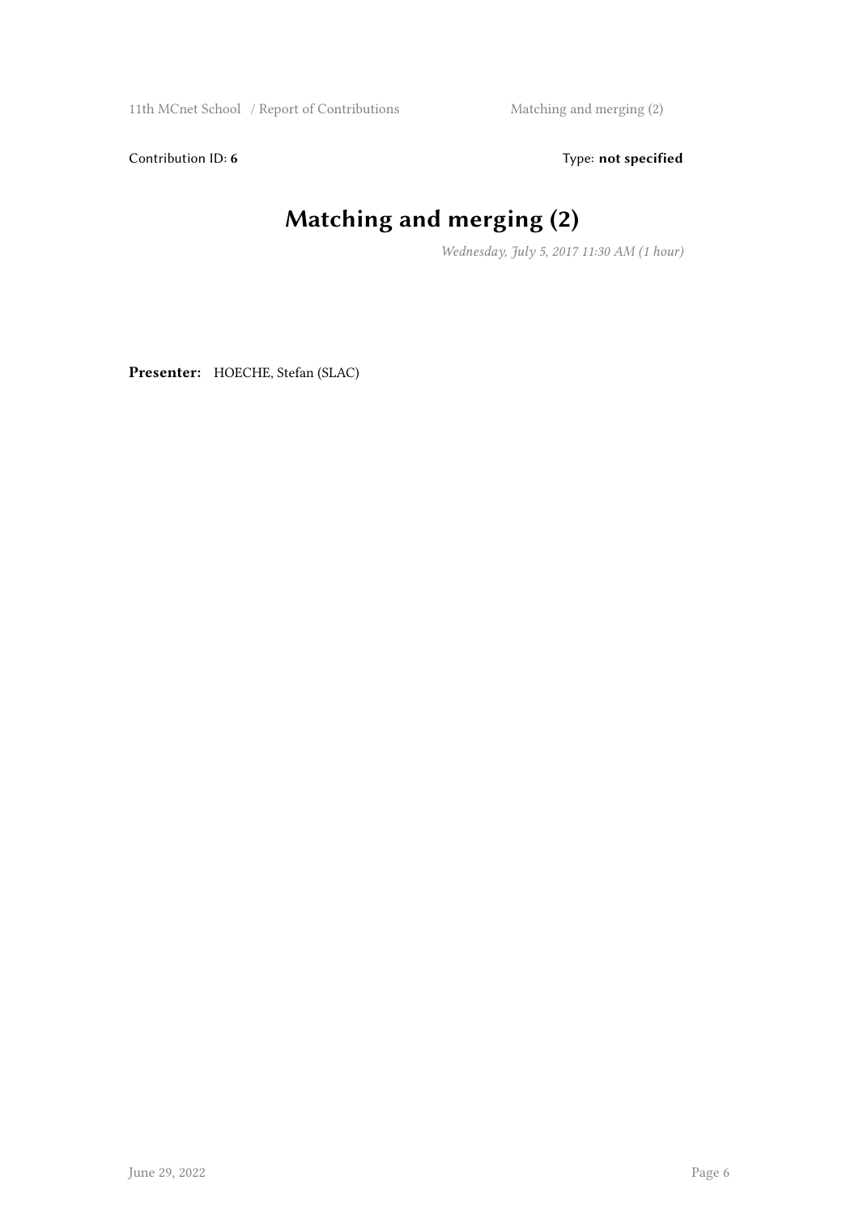Contribution ID: **6** Type: **not specified**

# Matching and merging (2)

*Wednesday, July 5, 2017 11:30 AM (1 hour)*

**Presenter:** HOECHE, Stefan (SLAC)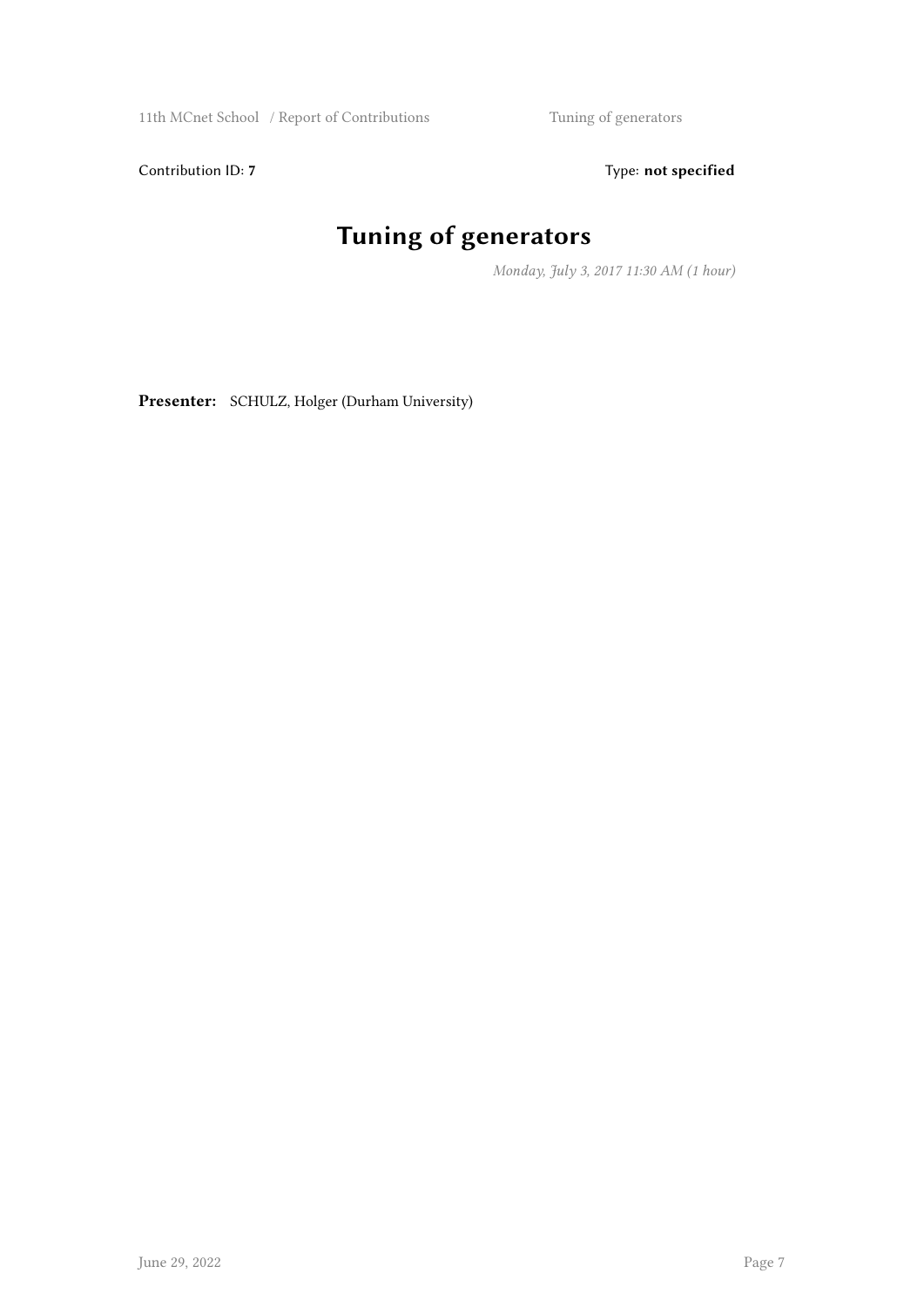Contribution ID: **7**

Type: **not specified**

# Tuning of generators

*Monday, July 3, 2017 11:30 AM (1 hour)*

**Presenter:** SCHULZ, Holger (Durham University)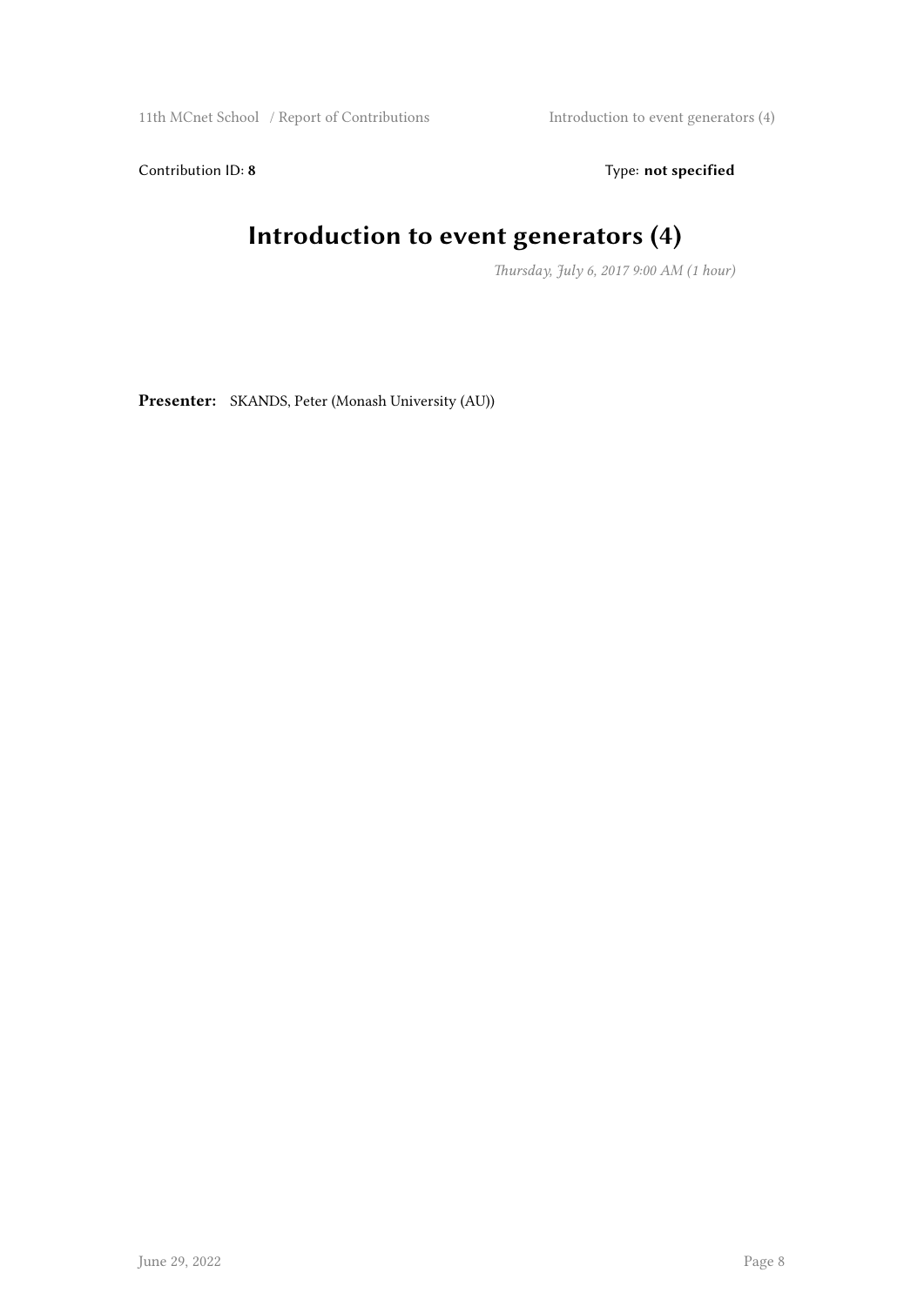Contribution ID: **8** Type: **not specified**

# Introduction to event generators (4)

*Thursday, July 6, 2017 9:00 AM (1 hour)*

**Presenter:** SKANDS, Peter (Monash University (AU))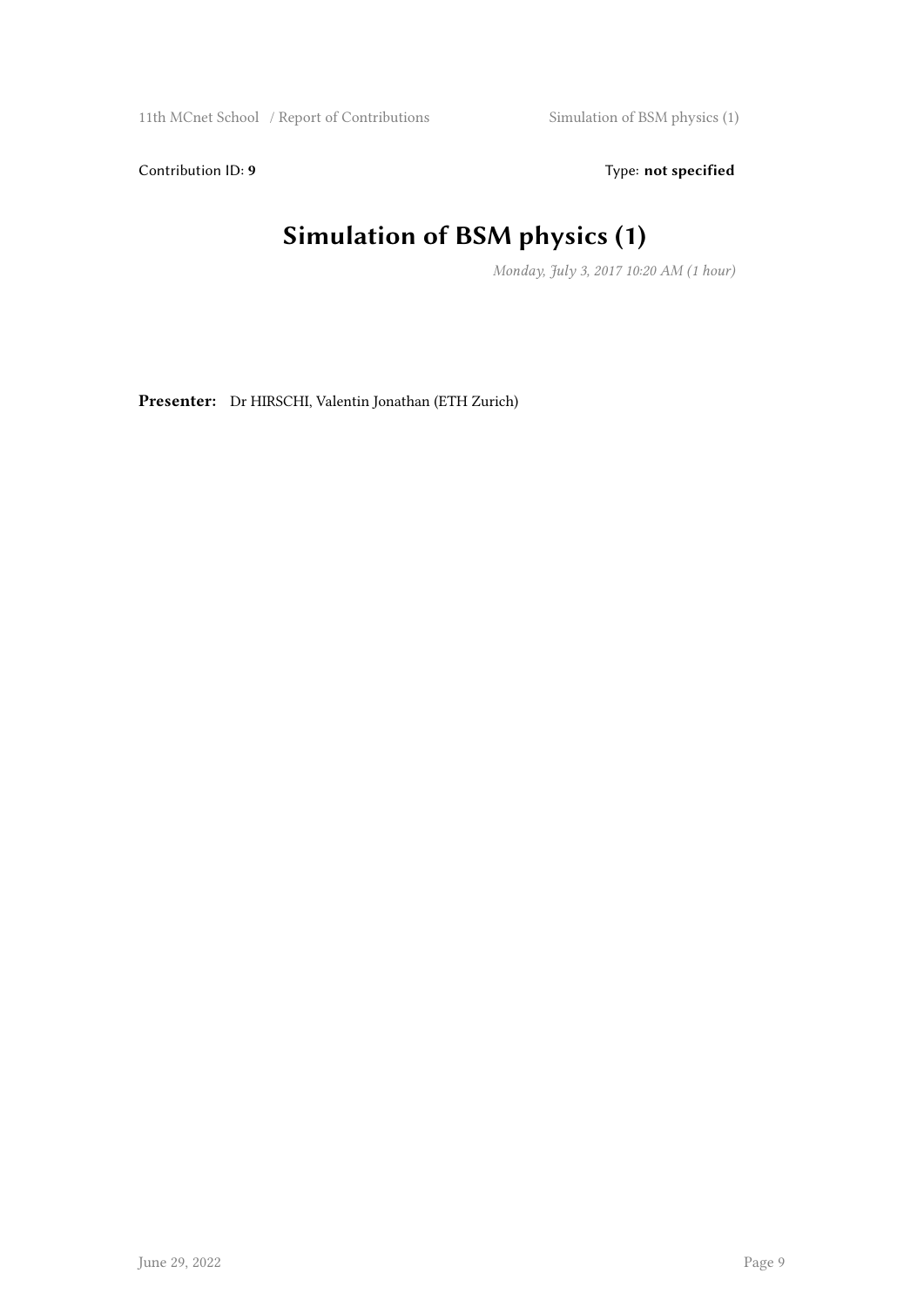Contribution ID: **9** Type: **not specified**

# Simulation of BSM physics (1)

*Monday, July 3, 2017 10:20 AM (1 hour)*

**Presenter:** Dr HIRSCHI, Valentin Jonathan (ETH Zurich)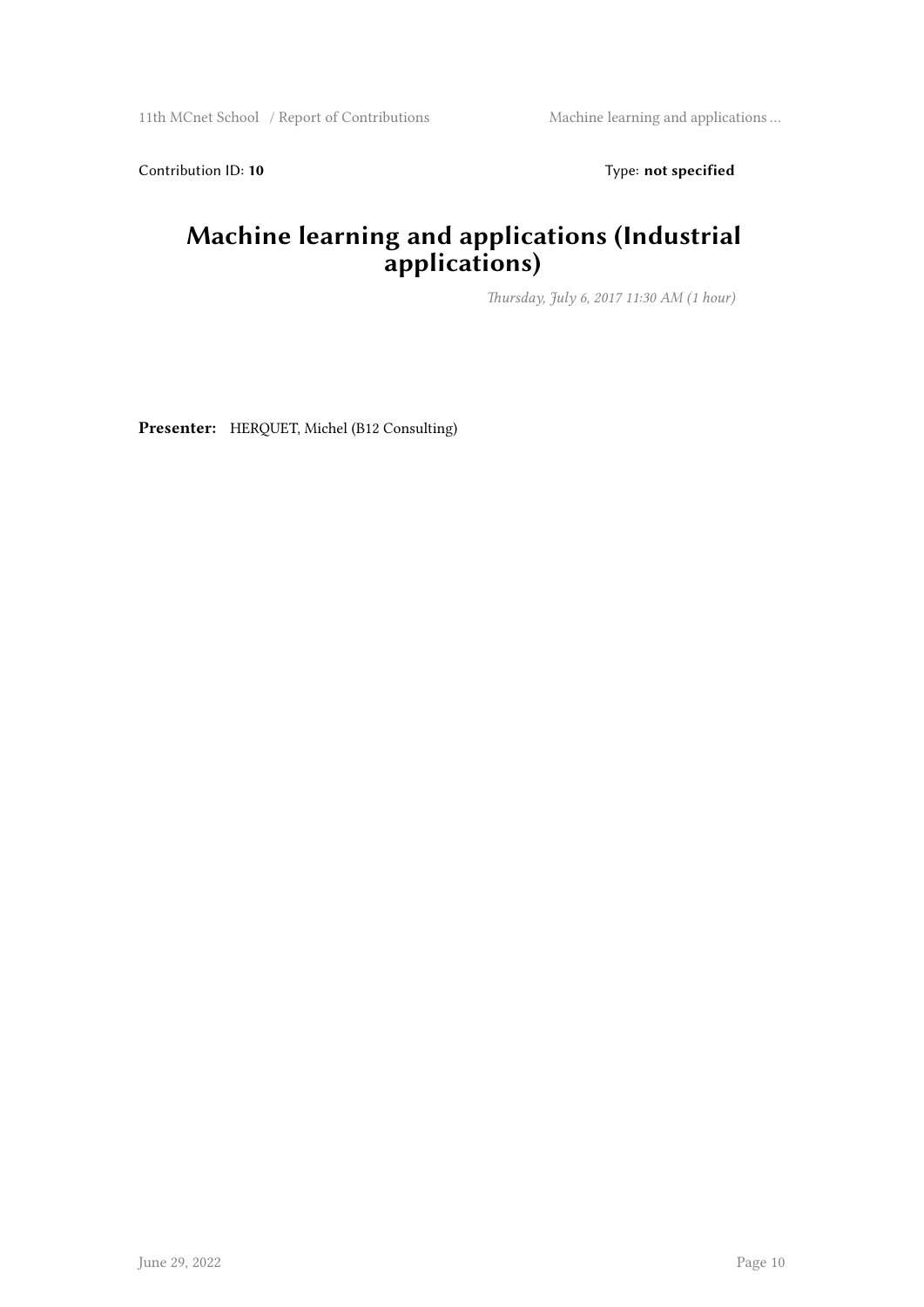Contribution ID: **10** Type: **not specified**

# Machine learning and applications (Industrial applications)

*Thursday, July 6, 2017 11:30 AM (1 hour)*

**Presenter:** HERQUET, Michel (B12 Consulting)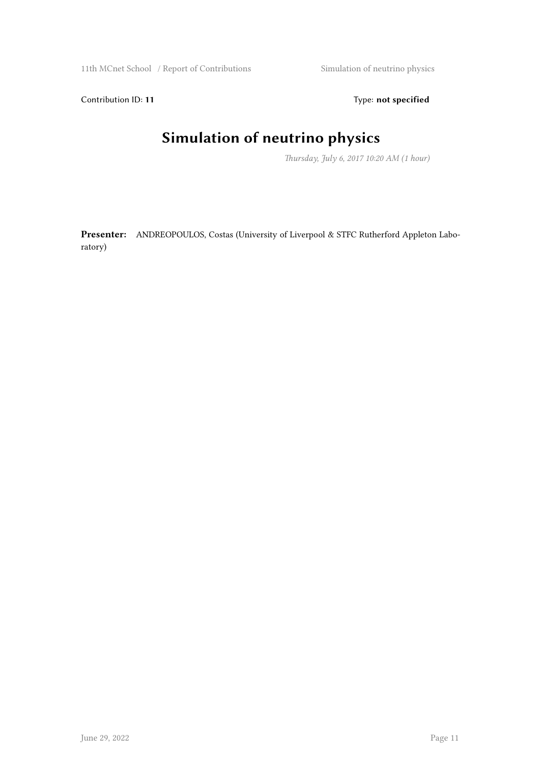Contribution ID: **11** Type: **not specified**

# Simulation of neutrino physics

*Thursday, July 6, 2017 10:20 AM (1 hour)*

**Presenter:** ANDREOPOULOS, Costas (University of Liverpool & STFC Rutherford Appleton Laboratory)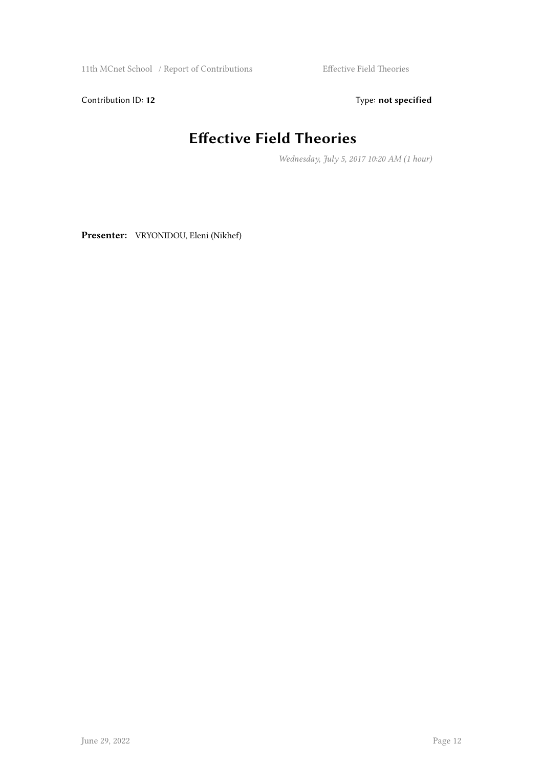Contribution ID: **12** Type: **not specified**

# Effective Field Theories

*Wednesday, July 5, 2017 10:20 AM (1 hour)*

**Presenter:** VRYONIDOU, Eleni (Nikhef)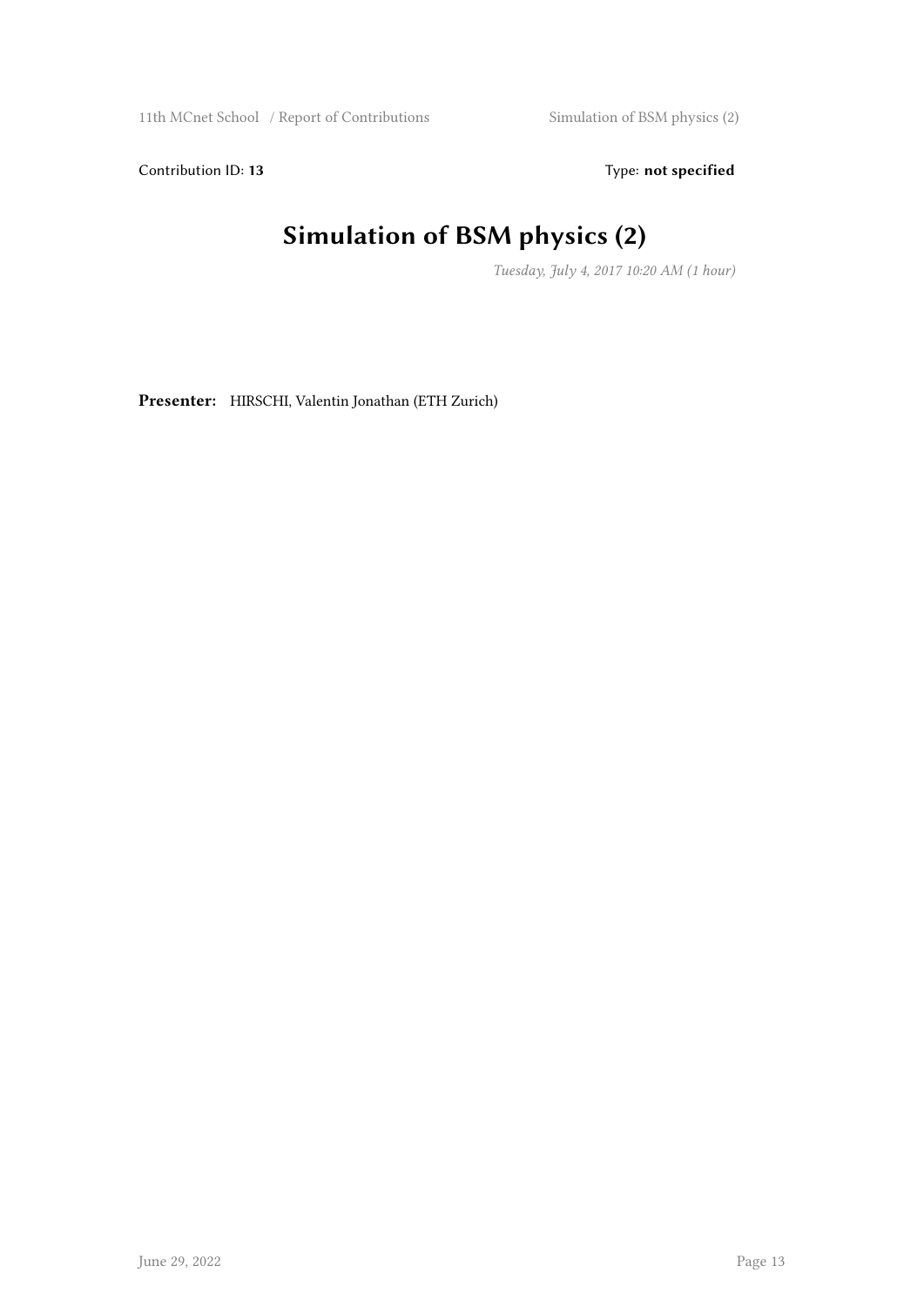Contribution ID: **13** Type: **not specified**

# Simulation of BSM physics (2)

*Tuesday, July 4, 2017 10:20 AM (1 hour)*

**Presenter:** HIRSCHI, Valentin Jonathan (ETH Zurich)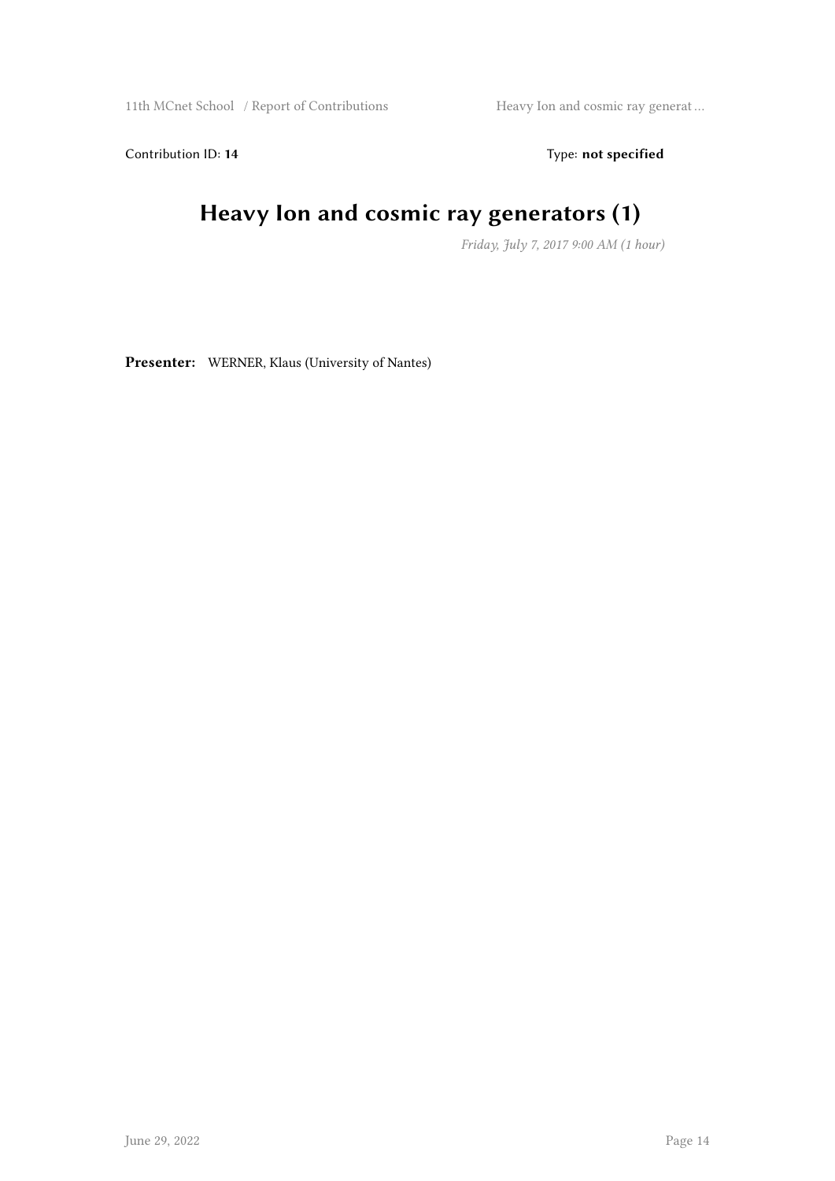Contribution ID: **14**

Type: **not specified**

# Heavy Ion and cosmic ray generators (1)

*Friday, July 7, 2017 9:00 AM (1 hour)*

**Presenter:** WERNER, Klaus (University of Nantes)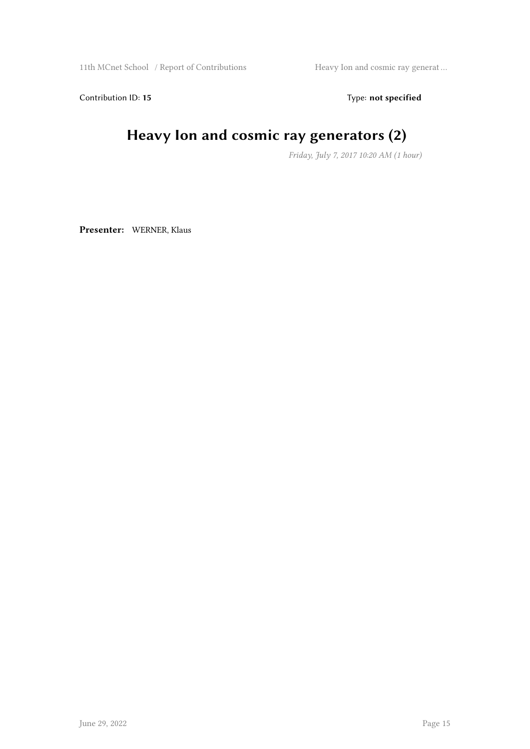Contribution ID: **15** Type: **not specified**

# Heavy Ion and cosmic ray generators (2)

*Friday, July 7, 2017 10:20 AM (1 hour)*

**Presenter:** WERNER, Klaus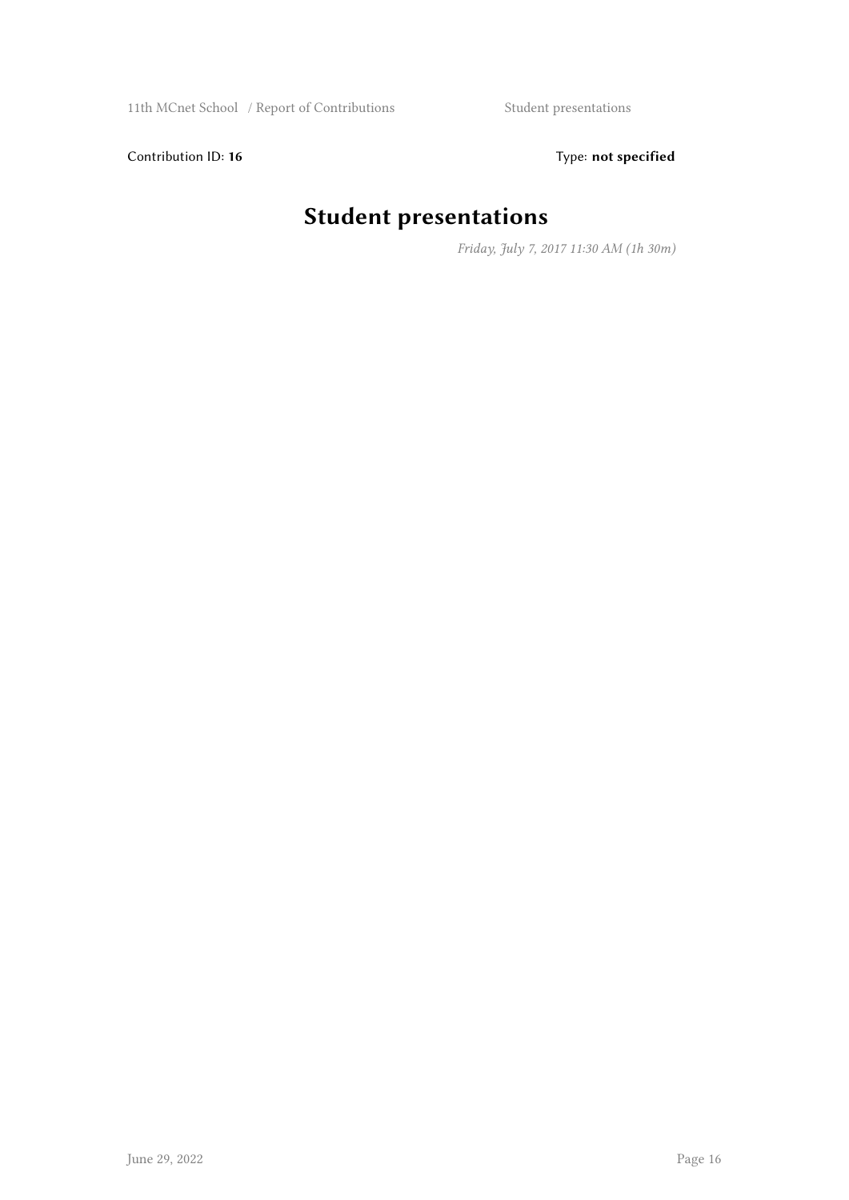Contribution ID: **16** Type: **not specified**

# Student presentations

*Friday, July 7, 2017 11:30 AM (1h 30m)*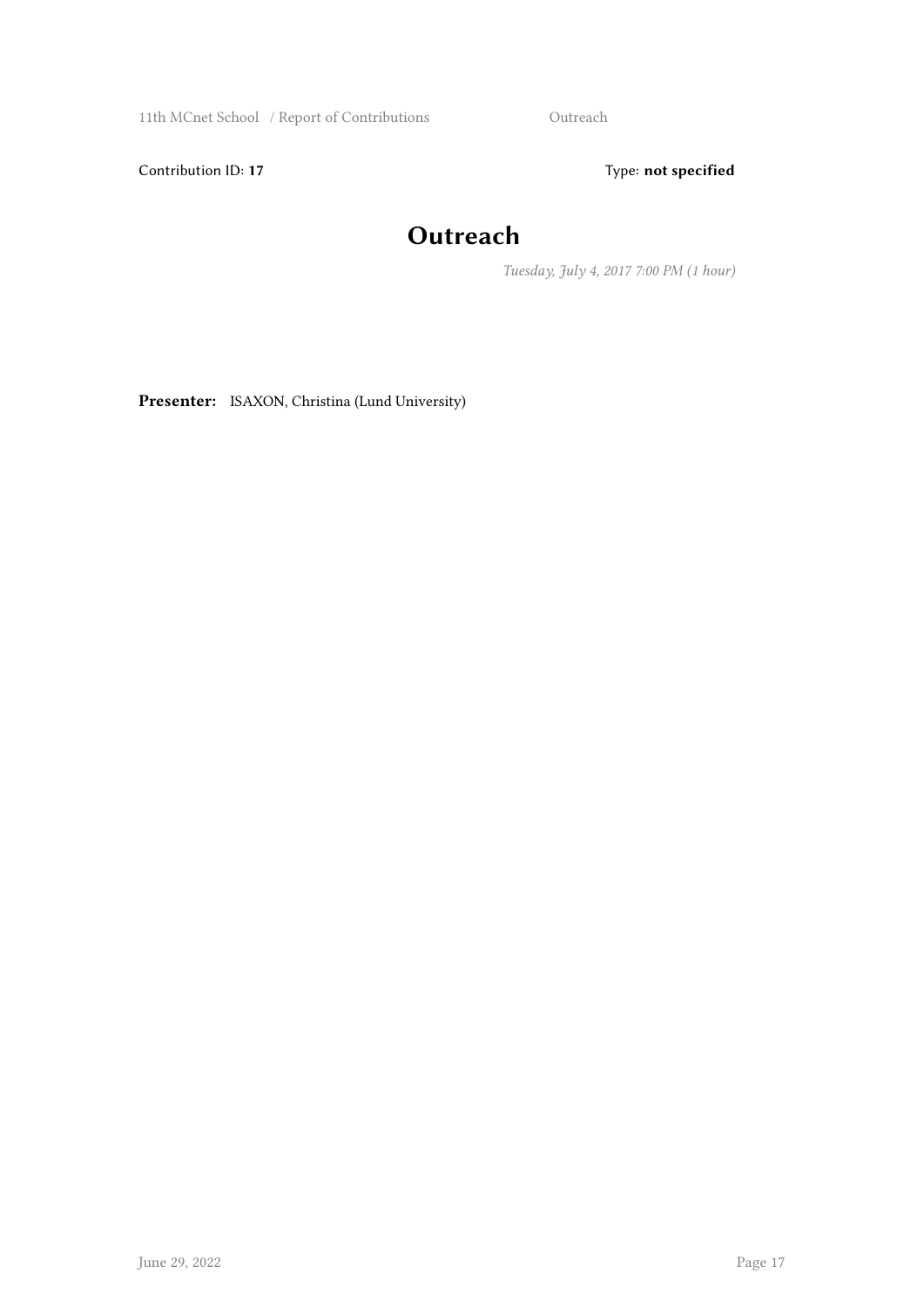Contribution ID: **17** Type: **not specified**

# Outreach

*Tuesday, July 4, 2017 7:00 PM (1 hour)*

**Presenter:** ISAXON, Christina (Lund University)